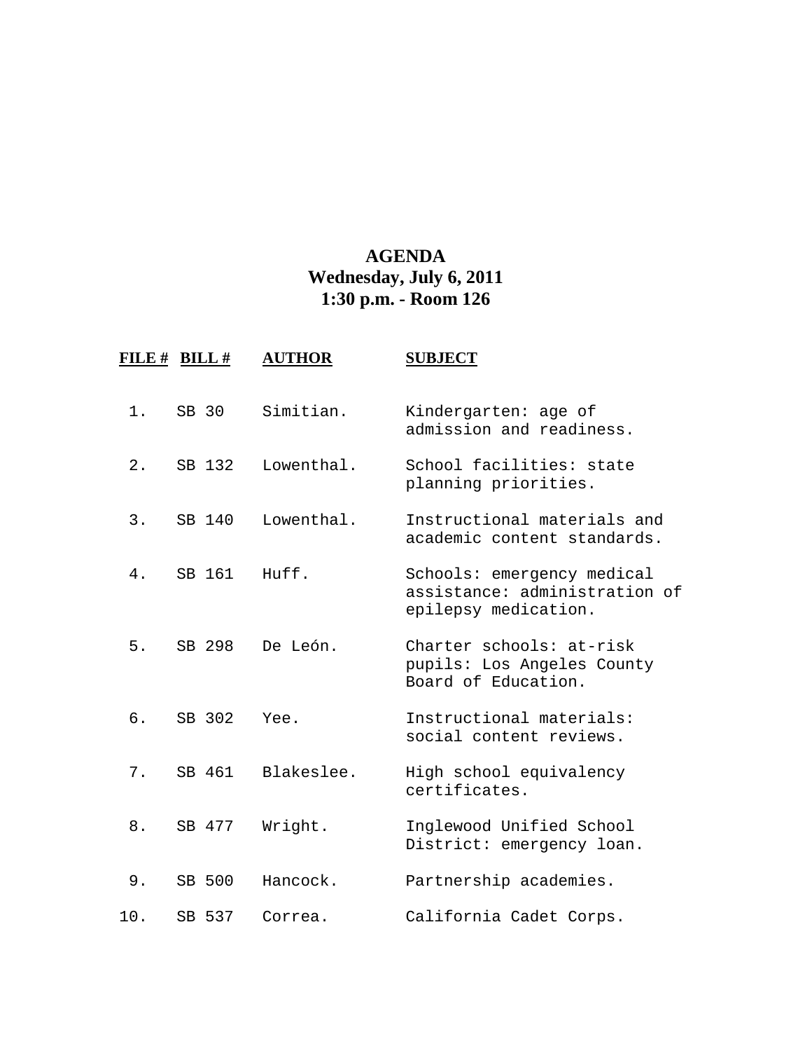# AGENDA
## Wednesday, July 6, 2011
## 1:30 p.m. - Room 126

| FILE # | BILL # | AUTHOR | SUBJECT |
|---|---|---|---|
| 1. | SB 30 | Simitian. | Kindergarten: age of admission and readiness. |
| 2. | SB 132 | Lowenthal. | School facilities: state planning priorities. |
| 3. | SB 140 | Lowenthal. | Instructional materials and academic content standards. |
| 4. | SB 161 | Huff. | Schools: emergency medical assistance: administration of epilepsy medication. |
| 5. | SB 298 | De León. | Charter schools: at-risk pupils: Los Angeles County Board of Education. |
| 6. | SB 302 | Yee. | Instructional materials: social content reviews. |
| 7. | SB 461 | Blakeslee. | High school equivalency certificates. |
| 8. | SB 477 | Wright. | Inglewood Unified School District: emergency loan. |
| 9. | SB 500 | Hancock. | Partnership academies. |
| 10. | SB 537 | Correa. | California Cadet Corps. |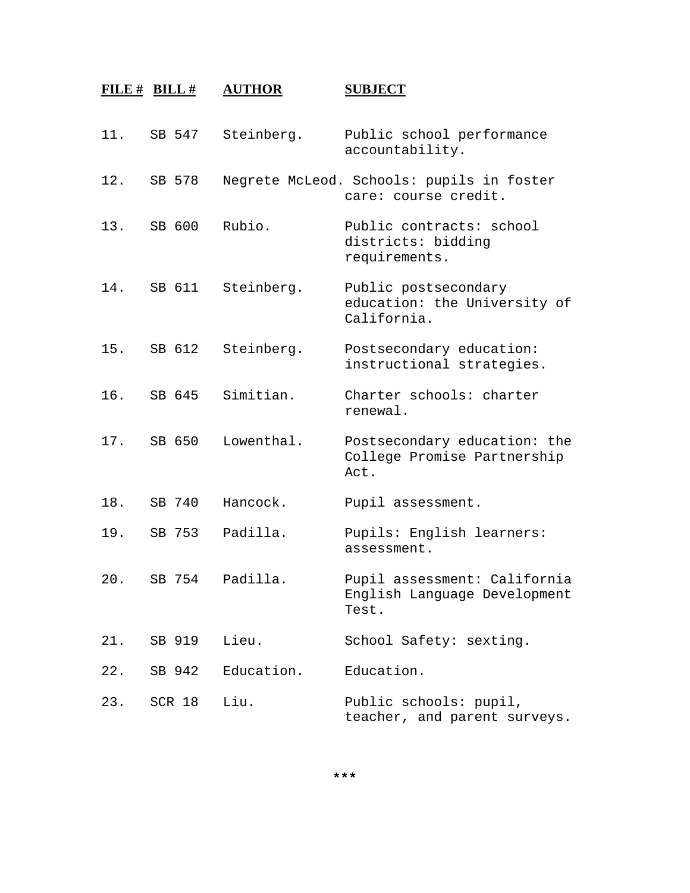| FILE # | BILL # | AUTHOR | SUBJECT |
|---|---|---|---|
| 11. | SB 547 | Steinberg. | Public school performance accountability. |
| 12. | SB 578 | Negrete McLeod. | Schools: pupils in foster care: course credit. |
| 13. | SB 600 | Rubio. | Public contracts: school districts: bidding requirements. |
| 14. | SB 611 | Steinberg. | Public postsecondary education: the University of California. |
| 15. | SB 612 | Steinberg. | Postsecondary education: instructional strategies. |
| 16. | SB 645 | Simitian. | Charter schools: charter renewal. |
| 17. | SB 650 | Lowenthal. | Postsecondary education: the College Promise Partnership Act. |
| 18. | SB 740 | Hancock. | Pupil assessment. |
| 19. | SB 753 | Padilla. | Pupils: English learners: assessment. |
| 20. | SB 754 | Padilla. | Pupil assessment: California English Language Development Test. |
| 21. | SB 919 | Lieu. | School Safety: sexting. |
| 22. | SB 942 | Education. | Education. |
| 23. | SCR 18 | Liu. | Public schools: pupil, teacher, and parent surveys. |

***